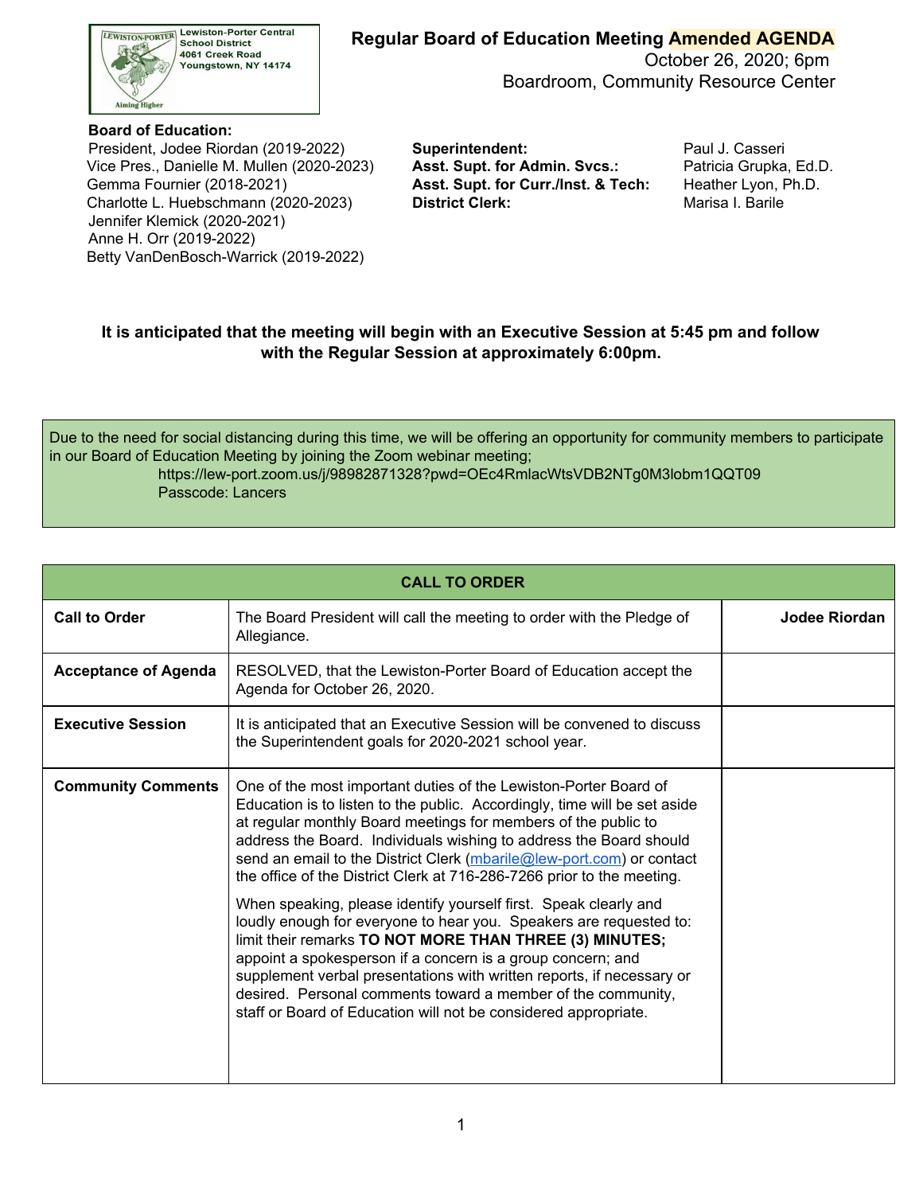Lewiston-Porter Central School District
4061 Creek Road
Youngstown, NY 14174

# Regular Board of Education Meeting Amended AGENDA

October 26, 2020; 6pm
Boardroom, Community Resource Center

**Board of Education:**
President, Jodee Riordan (2019-2022)
Vice Pres., Danielle M. Mullen (2020-2023)
Gemma Fournier (2018-2021)
Charlotte L. Huebschmann (2020-2023)
Jennifer Klemick (2020-2021)
Anne H. Orr (2019-2022)
Betty VanDenBosch-Warrick (2019-2022)

| | |
|---|---|
| **Superintendent:** | Paul J. Casseri |
| **Asst. Supt. for Admin. Svcs.:** | Patricia Grupka, Ed.D. |
| **Asst. Supt. for Curr./Inst. & Tech:** | Heather Lyon, Ph.D. |
| **District Clerk:** | Marisa I. Barile |

**It is anticipated that the meeting will begin with an Executive Session at 5:45 pm and follow with the Regular Session at approximately 6:00pm.**

Due to the need for social distancing during this time, we will be offering an opportunity for community members to participate in our Board of Education Meeting by joining the Zoom webinar meeting;
https://lew-port.zoom.us/j/98982871328?pwd=OEc4RmlacWtsVDB2NTg0M3lobm1QQT09
Passcode: Lancers

| CALL TO ORDER | | |
|---|---|---|
| **Call to Order** | The Board President will call the meeting to order with the Pledge of Allegiance. | **Jodee Riordan** |
| **Acceptance of Agenda** | RESOLVED, that the Lewiston-Porter Board of Education accept the Agenda for October 26, 2020. | |
| **Executive Session** | It is anticipated that an Executive Session will be convened to discuss the Superintendent goals for 2020-2021 school year. | |
| **Community Comments** | One of the most important duties of the Lewiston-Porter Board of Education is to listen to the public. Accordingly, time will be set aside at regular monthly Board meetings for members of the public to address the Board. Individuals wishing to address the Board should send an email to the District Clerk (mbarile@lew-port.com) or contact the office of the District Clerk at 716-286-7266 prior to the meeting.<br><br>When speaking, please identify yourself first. Speak clearly and loudly enough for everyone to hear you. Speakers are requested to: limit their remarks **TO NOT MORE THAN THREE (3) MINUTES;** appoint a spokesperson if a concern is a group concern; and supplement verbal presentations with written reports, if necessary or desired. Personal comments toward a member of the community, staff or Board of Education will not be considered appropriate. | |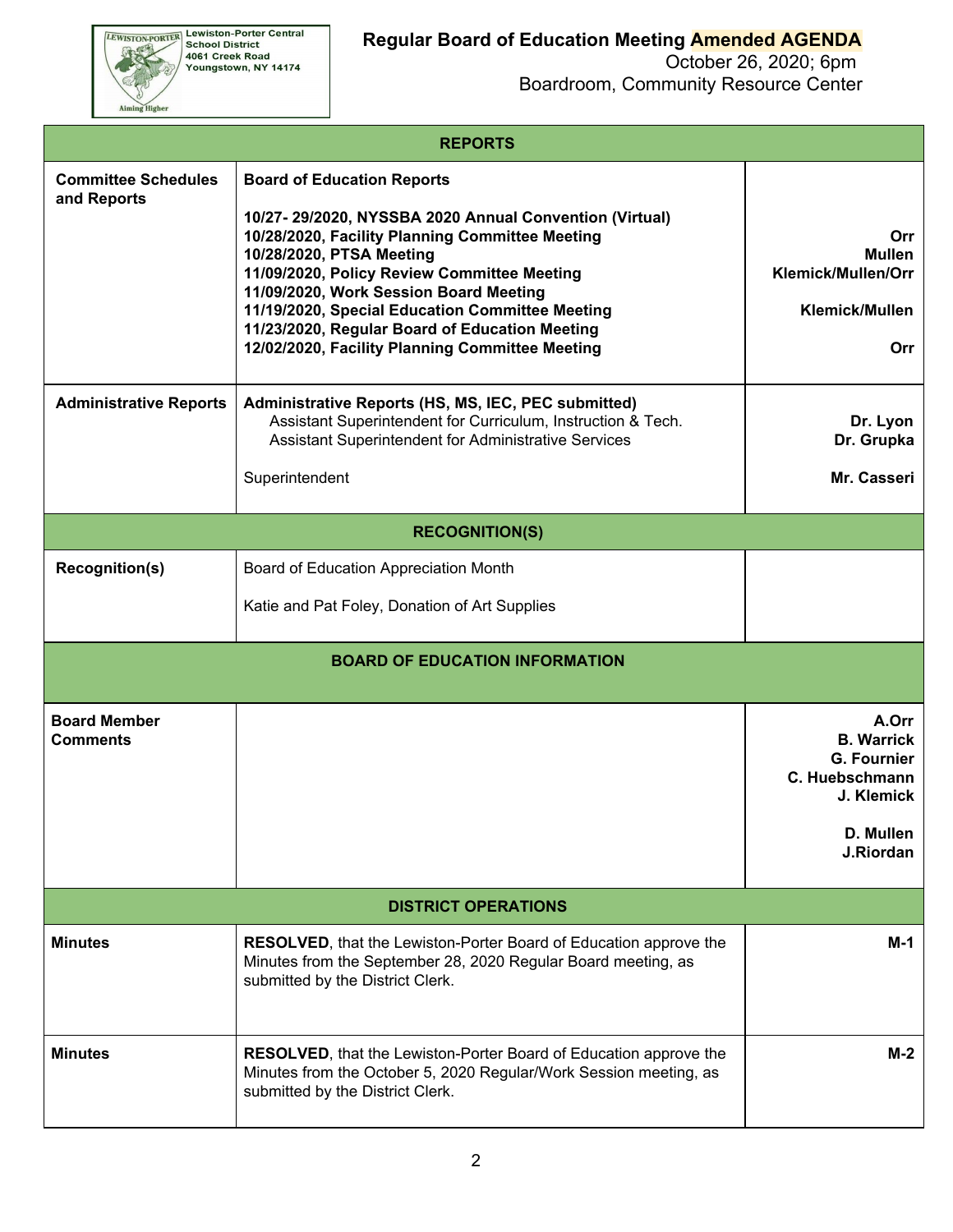Lewiston-Porter Central School District
4061 Creek Road
Youngstown, NY 14174

# Regular Board of Education Meeting Amended AGENDA

October 26, 2020; 6pm
Boardroom, Community Resource Center

| | | |
|---|---|---|
| **REPORTS** | | |
| **Committee Schedules and Reports** | **Board of Education Reports**<br><br>**10/27- 29/2020, NYSSBA 2020 Annual Convention (Virtual)**<br>**10/28/2020, Facility Planning Committee Meeting**<br>**10/28/2020, PTSA Meeting**<br>**11/09/2020, Policy Review Committee Meeting**<br>**11/09/2020, Work Session Board Meeting**<br>**11/19/2020, Special Education Committee Meeting**<br>**11/23/2020, Regular Board of Education Meeting**<br>**12/02/2020, Facility Planning Committee Meeting** | <br><br><br>**Orr**<br>**Mullen**<br>**Klemick/Mullen/Orr**<br><br>**Klemick/Mullen**<br><br>**Orr** |
| **Administrative Reports** | **Administrative Reports (HS, MS, IEC, PEC submitted)**<br>Assistant Superintendent for Curriculum, Instruction & Tech.<br>Assistant Superintendent for Administrative Services<br><br>Superintendent | <br>**Dr. Lyon**<br>**Dr. Grupka**<br><br>**Mr. Casseri** |
| **RECOGNITION(S)** | | |
| **Recognition(s)** | Board of Education Appreciation Month<br><br>Katie and Pat Foley, Donation of Art Supplies | |
| **BOARD OF EDUCATION INFORMATION** | | |
| **Board Member Comments** | | **A.Orr**<br>**B. Warrick**<br>**G. Fournier**<br>**C. Huebschmann**<br>**J. Klemick**<br><br>**D. Mullen**<br>**J.Riordan** |
| **DISTRICT OPERATIONS** | | |
| **Minutes** | **RESOLVED**, that the Lewiston-Porter Board of Education approve the Minutes from the September 28, 2020 Regular Board meeting, as submitted by the District Clerk. | **M-1** |
| **Minutes** | **RESOLVED**, that the Lewiston-Porter Board of Education approve the Minutes from the October 5, 2020 Regular/Work Session meeting, as submitted by the District Clerk. | **M-2** |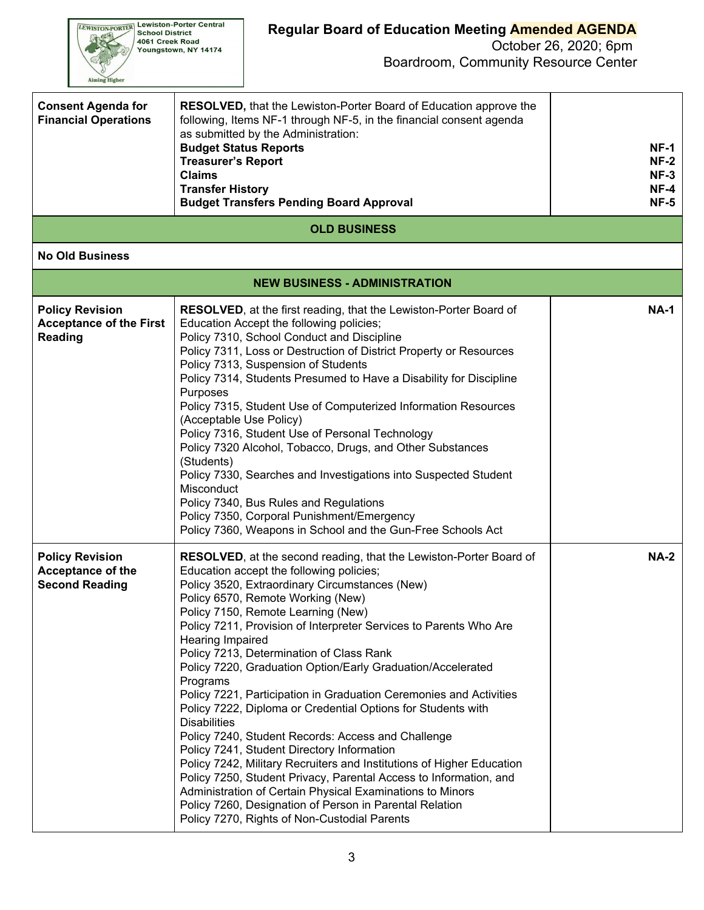| | | |
|---|---|---|
| **Consent Agenda for Financial Operations** | **RESOLVED,** that the Lewiston-Porter Board of Education approve the following, Items NF-1 through NF-5, in the financial consent agenda as submitted by the Administration:<br>**Budget Status Reports**<br>**Treasurer's Report**<br>**Claims**<br>**Transfer History**<br>**Budget Transfers Pending Board Approval** | **NF-1**<br>**NF-2**<br>**NF-3**<br>**NF-4**<br>**NF-5** |
| | **OLD BUSINESS** | |
| **No Old Business** | | |
| | **NEW BUSINESS - ADMINISTRATION** | |
| **Policy Revision Acceptance of the First Reading** | **RESOLVED**, at the first reading, that the Lewiston-Porter Board of Education Accept the following policies;<br>Policy 7310, School Conduct and Discipline<br>Policy 7311, Loss or Destruction of District Property or Resources<br>Policy 7313, Suspension of Students<br>Policy 7314, Students Presumed to Have a Disability for Discipline Purposes<br>Policy 7315, Student Use of Computerized Information Resources (Acceptable Use Policy)<br>Policy 7316, Student Use of Personal Technology<br>Policy 7320 Alcohol, Tobacco, Drugs, and Other Substances (Students)<br>Policy 7330, Searches and Investigations into Suspected Student Misconduct<br>Policy 7340, Bus Rules and Regulations<br>Policy 7350, Corporal Punishment/Emergency<br>Policy 7360, Weapons in School and the Gun-Free Schools Act | **NA-1** |
| **Policy Revision Acceptance of the Second Reading** | **RESOLVED**, at the second reading, that the Lewiston-Porter Board of Education accept the following policies;<br>Policy 3520, Extraordinary Circumstances (New)<br>Policy 6570, Remote Working (New)<br>Policy 7150, Remote Learning (New)<br>Policy 7211, Provision of Interpreter Services to Parents Who Are Hearing Impaired<br>Policy 7213, Determination of Class Rank<br>Policy 7220, Graduation Option/Early Graduation/Accelerated Programs<br>Policy 7221, Participation in Graduation Ceremonies and Activities<br>Policy 7222, Diploma or Credential Options for Students with Disabilities<br>Policy 7240, Student Records: Access and Challenge<br>Policy 7241, Student Directory Information<br>Policy 7242, Military Recruiters and Institutions of Higher Education<br>Policy 7250, Student Privacy, Parental Access to Information, and Administration of Certain Physical Examinations to Minors<br>Policy 7260, Designation of Person in Parental Relation<br>Policy 7270, Rights of Non-Custodial Parents | **NA-2** |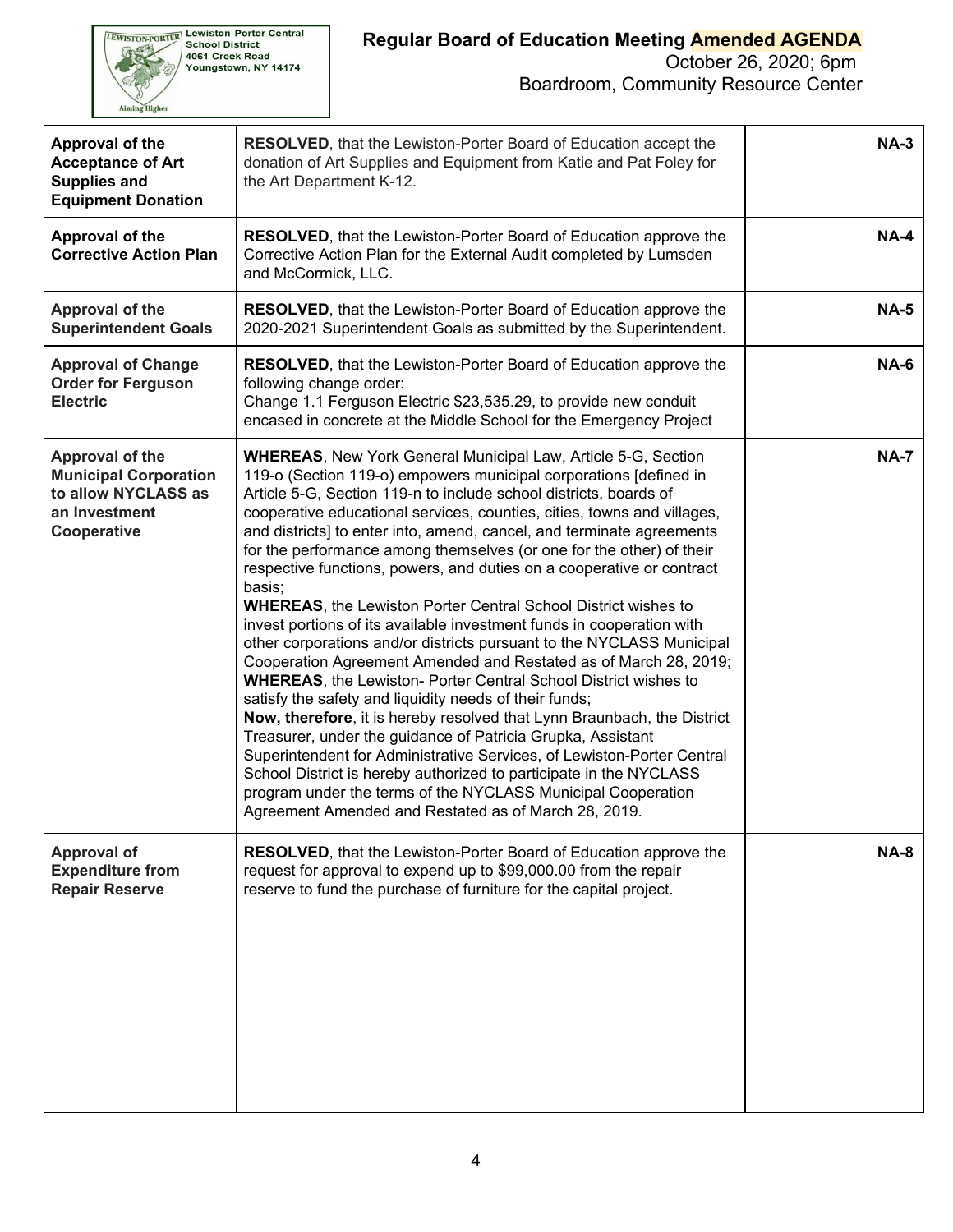| | | |
|---|---|---|
| **Approval of the Acceptance of Art Supplies and Equipment Donation** | **RESOLVED**, that the Lewiston-Porter Board of Education accept the donation of Art Supplies and Equipment from Katie and Pat Foley for the Art Department K-12. | **NA-3** |
| **Approval of the Corrective Action Plan** | **RESOLVED**, that the Lewiston-Porter Board of Education approve the Corrective Action Plan for the External Audit completed by Lumsden and McCormick, LLC. | **NA-4** |
| **Approval of the Superintendent Goals** | **RESOLVED**, that the Lewiston-Porter Board of Education approve the 2020-2021 Superintendent Goals as submitted by the Superintendent. | **NA-5** |
| **Approval of Change Order for Ferguson Electric** | **RESOLVED**, that the Lewiston-Porter Board of Education approve the following change order:<br>Change 1.1 Ferguson Electric $23,535.29, to provide new conduit encased in concrete at the Middle School for the Emergency Project | **NA-6** |
| **Approval of the Municipal Corporation to allow NYCLASS as an Investment Cooperative** | **WHEREAS**, New York General Municipal Law, Article 5-G, Section 119-o (Section 119-o) empowers municipal corporations [defined in Article 5-G, Section 119-n to include school districts, boards of cooperative educational services, counties, cities, towns and villages, and districts] to enter into, amend, cancel, and terminate agreements for the performance among themselves (or one for the other) of their respective functions, powers, and duties on a cooperative or contract basis;<br>**WHEREAS**, the Lewiston Porter Central School District wishes to invest portions of its available investment funds in cooperation with other corporations and/or districts pursuant to the NYCLASS Municipal Cooperation Agreement Amended and Restated as of March 28, 2019;<br>**WHEREAS**, the Lewiston- Porter Central School District wishes to satisfy the safety and liquidity needs of their funds;<br>**Now, therefore**, it is hereby resolved that Lynn Braunbach, the District Treasurer, under the guidance of Patricia Grupka, Assistant Superintendent for Administrative Services, of Lewiston-Porter Central School District is hereby authorized to participate in the NYCLASS program under the terms of the NYCLASS Municipal Cooperation Agreement Amended and Restated as of March 28, 2019. | **NA-7** |
| **Approval of Expenditure from Repair Reserve** | **RESOLVED**, that the Lewiston-Porter Board of Education approve the request for approval to expend up to $99,000.00 from the repair reserve to fund the purchase of furniture for the capital project. | **NA-8** |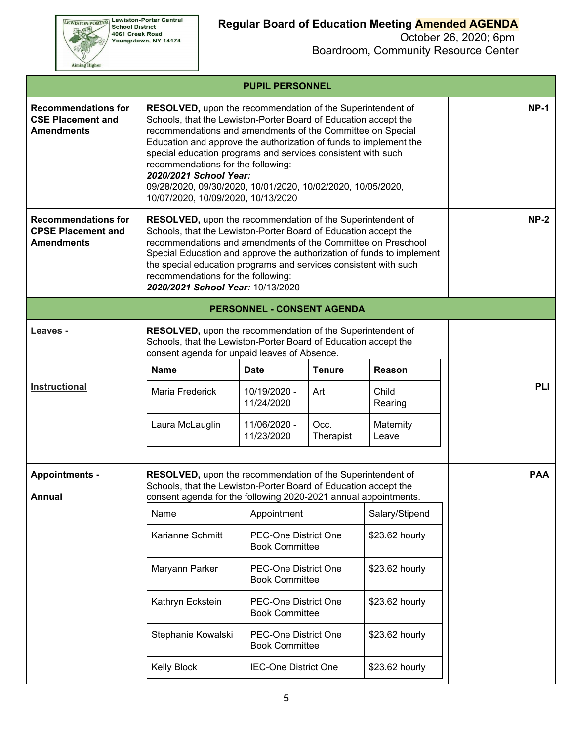| PUPIL PERSONNEL | | |
|---|---|---|
| **Recommendations for CSE Placement and Amendments** | **RESOLVED,** upon the recommendation of the Superintendent of Schools, that the Lewiston-Porter Board of Education accept the recommendations and amendments of the Committee on Special Education and approve the authorization of funds to implement the special education programs and services consistent with such recommendations for the following:<br>***2020/2021 School Year:***<br>09/28/2020, 09/30/2020, 10/01/2020, 10/02/2020, 10/05/2020, 10/07/2020, 10/09/2020, 10/13/2020 | **NP-1** |
| **Recommendations for CPSE Placement and Amendments** | **RESOLVED,** upon the recommendation of the Superintendent of Schools, that the Lewiston-Porter Board of Education accept the recommendations and amendments of the Committee on Preschool Special Education and approve the authorization of funds to implement the special education programs and services consistent with such recommendations for the following:<br>***2020/2021 School Year:*** 10/13/2020 | **NP-2** |

## PERSONNEL - CONSENT AGENDA

**Leaves -**

**RESOLVED,** upon the recommendation of the Superintendent of Schools, that the Lewiston-Porter Board of Education accept the consent agenda for unpaid leaves of Absence.

**Instructional** — **PLI**

| **Name** | **Date** | **Tenure** | **Reason** |
|---|---|---|---|
| Maria Frederick | 10/19/2020 - 11/24/2020 | Art | Child Rearing |
| Laura McLaughlin | 11/06/2020 - 11/23/2020 | Occ. Therapist | Maternity Leave |

**Appointments -**

**Annual** — **PAA**

**RESOLVED,** upon the recommendation of the Superintendent of Schools, that the Lewiston-Porter Board of Education accept the consent agenda for the following 2020-2021 annual appointments.

| Name | Appointment | Salary/Stipend |
|---|---|---|
| Karianne Schmitt | PEC-One District One Book Committee | $23.62 hourly |
| Maryann Parker | PEC-One District One Book Committee | $23.62 hourly |
| Kathryn Eckstein | PEC-One District One Book Committee | $23.62 hourly |
| Stephanie Kowalski | PEC-One District One Book Committee | $23.62 hourly |
| Kelly Block | IEC-One District One | $23.62 hourly |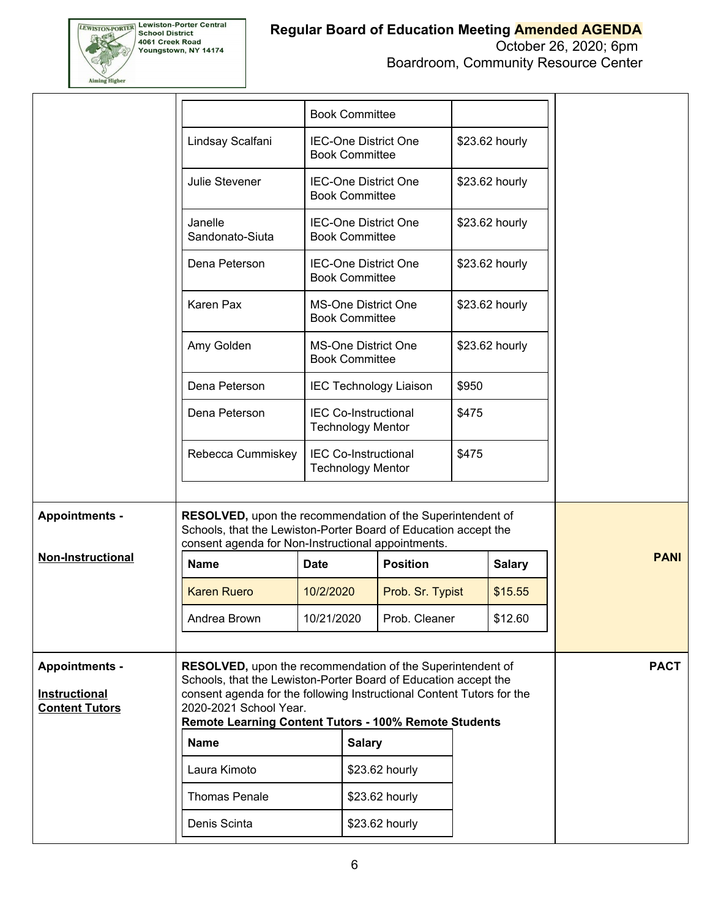| | | |
|---|---|---|
| | Book Committee | |
| Lindsay Scalfani | IEC-One District One Book Committee | $23.62 hourly |
| Julie Stevener | IEC-One District One Book Committee | $23.62 hourly |
| Janelle Sandonato-Siuta | IEC-One District One Book Committee | $23.62 hourly |
| Dena Peterson | IEC-One District One Book Committee | $23.62 hourly |
| Karen Pax | MS-One District One Book Committee | $23.62 hourly |
| Amy Golden | MS-One District One Book Committee | $23.62 hourly |
| Dena Peterson | IEC Technology Liaison | $950 |
| Dena Peterson | IEC Co-Instructional Technology Mentor | $475 |
| Rebecca Cummiskey | IEC Co-Instructional Technology Mentor | $475 |

**Appointments -**

**Non-Instructional**

**PANI**

**RESOLVED,** upon the recommendation of the Superintendent of Schools, that the Lewiston-Porter Board of Education accept the consent agenda for Non-Instructional appointments.

| Name | Date | Position | Salary |
|---|---|---|---|
| Karen Ruero | 10/2/2020 | Prob. Sr. Typist | $15.55 |
| Andrea Brown | 10/21/2020 | Prob. Cleaner | $12.60 |

**Appointments -**

**Instructional Content Tutors**

**PACT**

**RESOLVED,** upon the recommendation of the Superintendent of Schools, that the Lewiston-Porter Board of Education accept the consent agenda for the following Instructional Content Tutors for the 2020-2021 School Year.

**Remote Learning Content Tutors - 100% Remote Students**

| Name | Salary |
|---|---|
| Laura Kimoto | $23.62 hourly |
| Thomas Penale | $23.62 hourly |
| Denis Scinta | $23.62 hourly |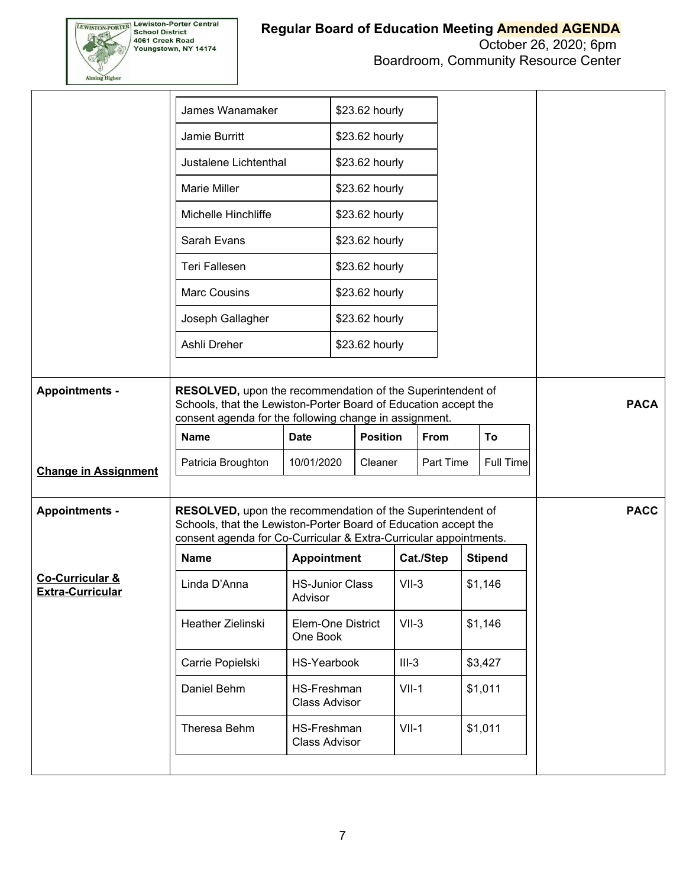| | |
|---|---|
| James Wanamaker | $23.62 hourly |
| Jamie Burritt | $23.62 hourly |
| Justalene Lichtenthal | $23.62 hourly |
| Marie Miller | $23.62 hourly |
| Michelle Hinchliffe | $23.62 hourly |
| Sarah Evans | $23.62 hourly |
| Teri Fallesen | $23.62 hourly |
| Marc Cousins | $23.62 hourly |
| Joseph Gallagher | $23.62 hourly |
| Ashli Dreher | $23.62 hourly |

**Appointments -**

**Change in Assignment**

**RESOLVED,** upon the recommendation of the Superintendent of Schools, that the Lewiston-Porter Board of Education accept the consent agenda for the following change in assignment.

**PACA**

| Name | Date | Position | From | To |
|---|---|---|---|---|
| Patricia Broughton | 10/01/2020 | Cleaner | Part Time | Full Time |

**Appointments -**

**Co-Curricular & Extra-Curricular**

**RESOLVED,** upon the recommendation of the Superintendent of Schools, that the Lewiston-Porter Board of Education accept the consent agenda for Co-Curricular & Extra-Curricular appointments.

**PACC**

| Name | Appointment | Cat./Step | Stipend |
|---|---|---|---|
| Linda D'Anna | HS-Junior Class Advisor | VII-3 | $1,146 |
| Heather Zielinski | Elem-One District One Book | VII-3 | $1,146 |
| Carrie Popielski | HS-Yearbook | III-3 | $3,427 |
| Daniel Behm | HS-Freshman Class Advisor | VII-1 | $1,011 |
| Theresa Behm | HS-Freshman Class Advisor | VII-1 | $1,011 |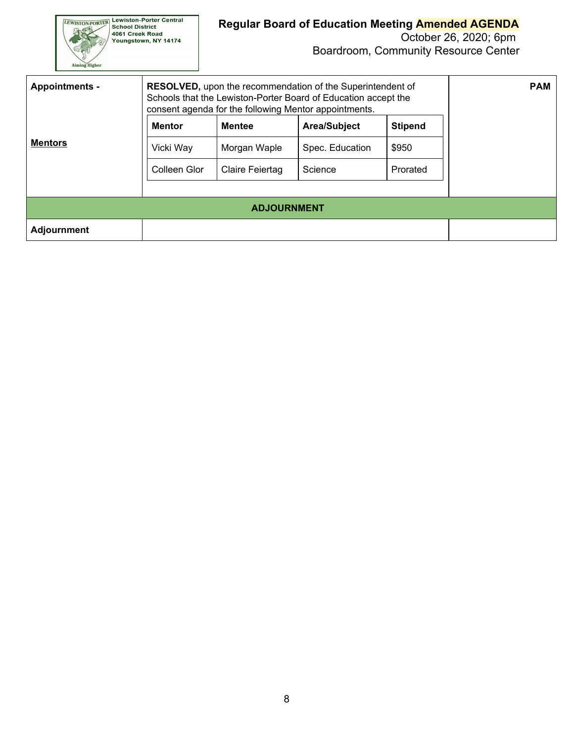# Regular Board of Education Meeting Amended AGENDA

October 26, 2020; 6pm
Boardroom, Community Resource Center

Lewiston-Porter Central School District
4061 Creek Road
Youngstown, NY 14174

| | | |
|---|---|---|
| **Appointments -** <br><br> **Mentors** | **RESOLVED,** upon the recommendation of the Superintendent of Schools that the Lewiston-Porter Board of Education accept the consent agenda for the following Mentor appointments. | **PAM** |

| Mentor | Mentee | Area/Subject | Stipend |
|---|---|---|---|
| Vicki Way | Morgan Waple | Spec. Education | $950 |
| Colleen Glor | Claire Feiertag | Science | Prorated |

## ADJOURNMENT

| | | |
|---|---|---|
| **Adjournment** | | |